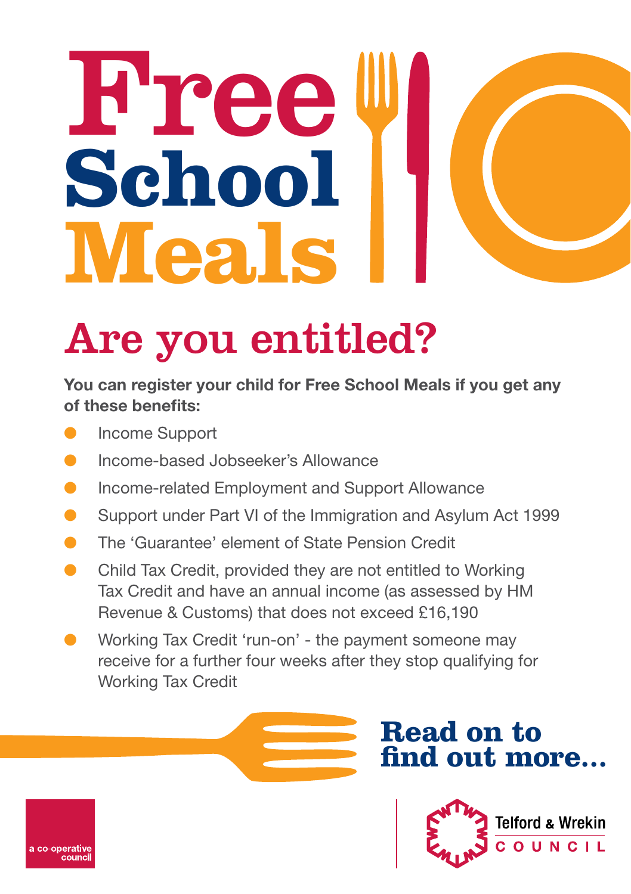# Free School Meals

## Are you entitled?

**You can register your child for Free School Meals if you get any of these benefits:**

- Income Support
- Income-based Jobseeker's Allowance
- Income-related Employment and Support Allowance
- Support under Part VI of the Immigration and Asylum Act 1999
- The 'Guarantee' element of State Pension Credit
- Child Tax Credit, provided they are not entitled to Working Tax Credit and have an annual income (as assessed by HM Revenue & Customs) that does not exceed £16,190
- Working Tax Credit 'run-on' - the payment someone may receive for a further four weeks after they stop qualifying for Working Tax Credit

**Read on to find out more...**

a co-operative council

Telford & Wrekin COUNCIL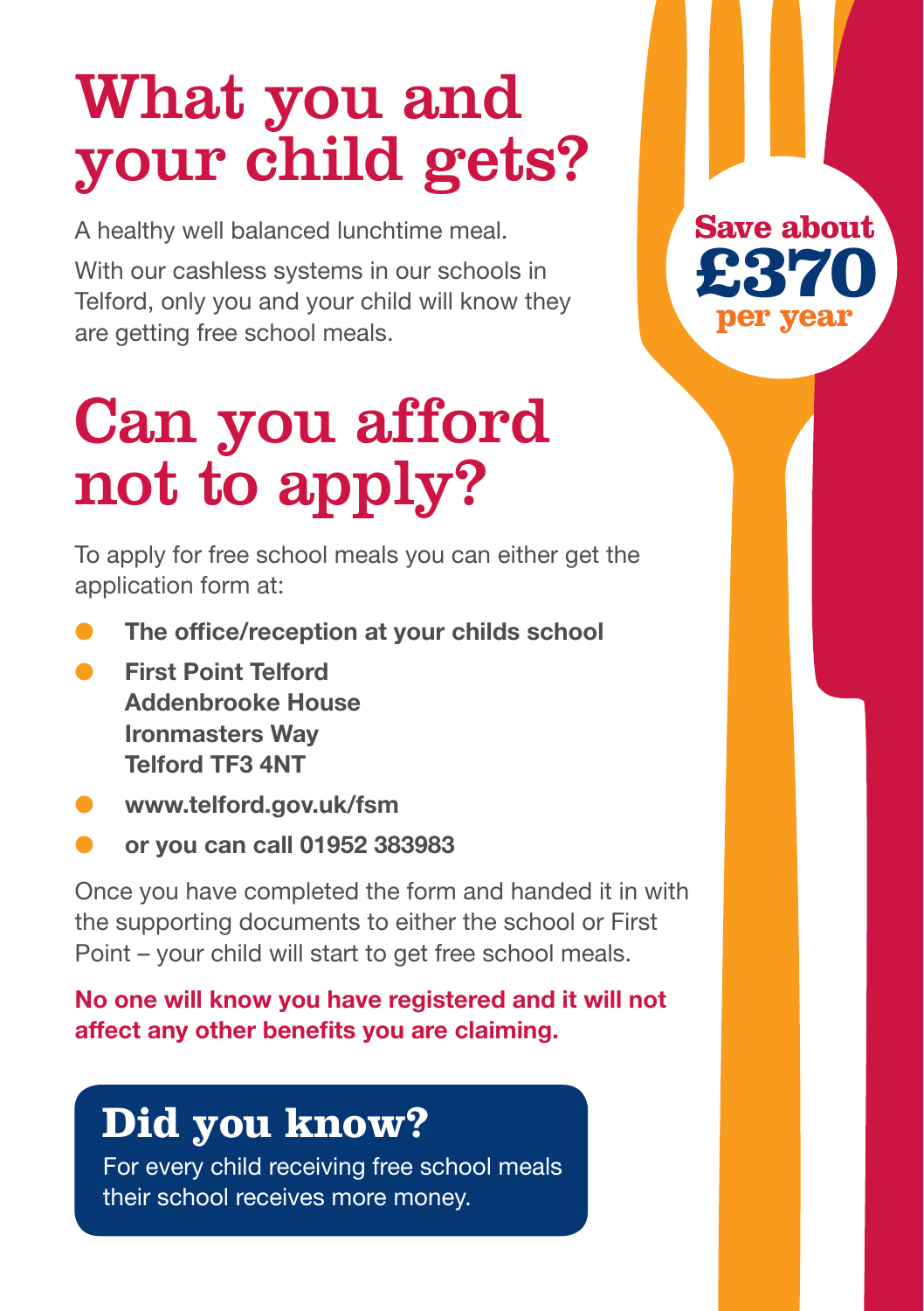# What you and your child gets?

A healthy well balanced lunchtime meal.

With our cashless systems in our schools in Telford, only you and your child will know they are getting free school meals.

**Save about £370 per year**

# Can you afford not to apply?

To apply for free school meals you can either get the application form at:

- **The office/reception at your childs school**
- **First Point Telford**
  **Addenbrooke House**
  **Ironmasters Way**
  **Telford TF3 4NT**
- **www.telford.gov.uk/fsm**
- **or you can call 01952 383983**

Once you have completed the form and handed it in with the supporting documents to either the school or First Point – your child will start to get free school meals.

**No one will know you have registered and it will not affect any other benefits you are claiming.**

## Did you know?

For every child receiving free school meals their school receives more money.